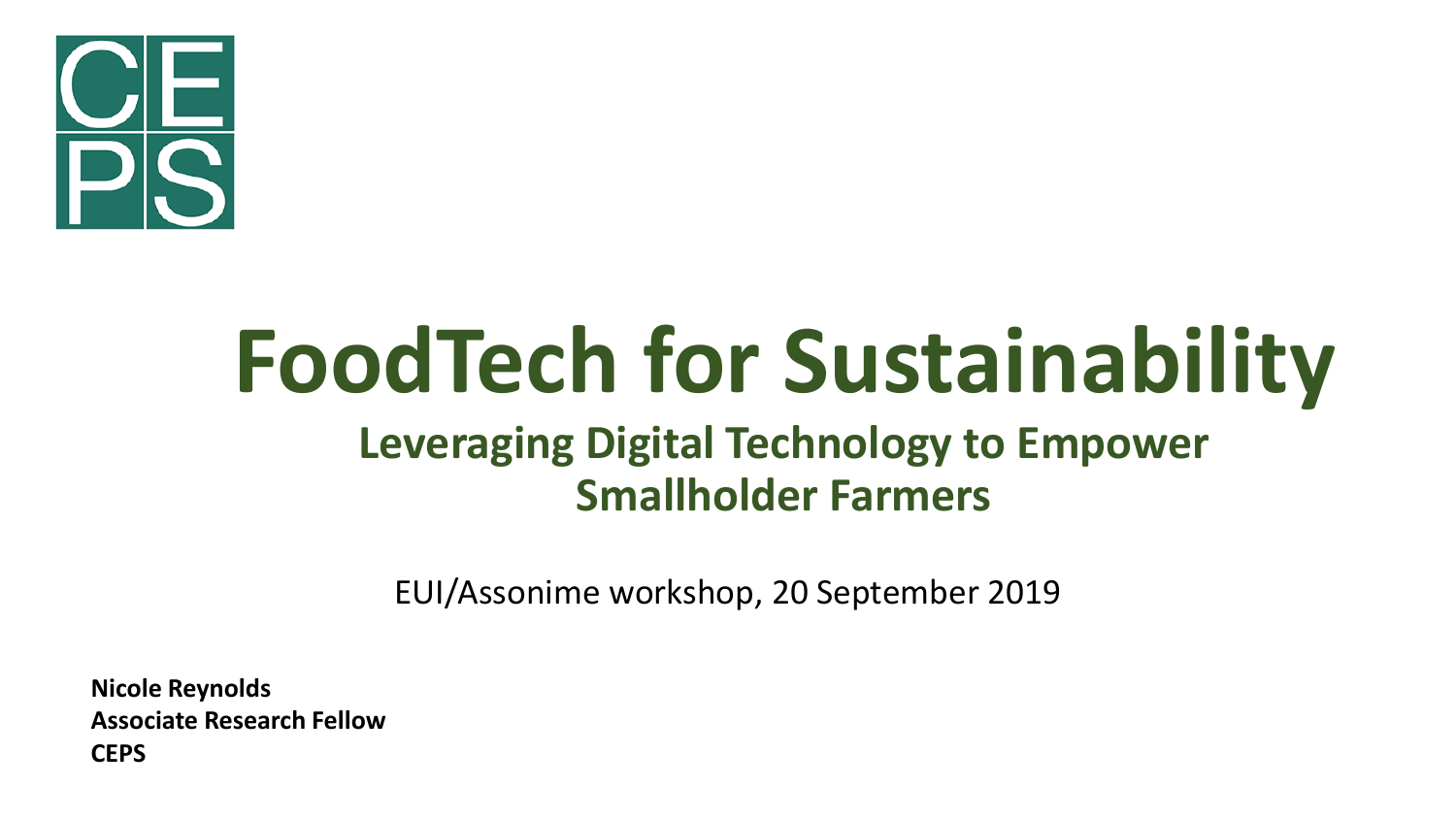CEPS

# FoodTech for Sustainability

## Leveraging Digital Technology to Empower Smallholder Farmers

EUI/Assonime workshop, 20 September 2019

**Nicole Reynolds**
**Associate Research Fellow**
**CEPS**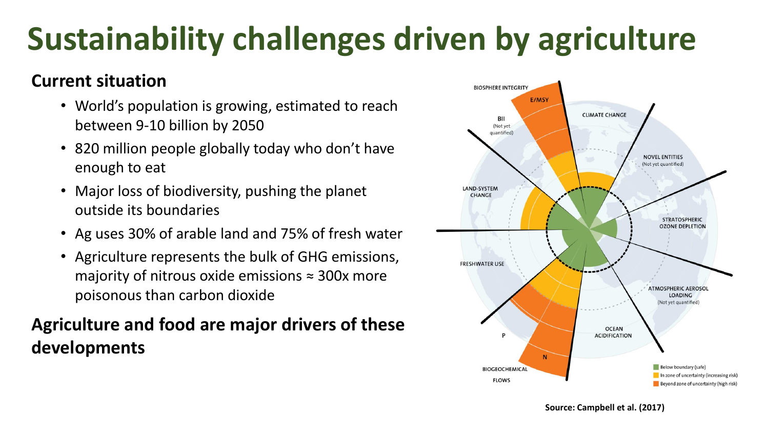# Sustainability challenges driven by agriculture

## Current situation

- World's population is growing, estimated to reach between 9-10 billion by 2050
- 820 million people globally today who don't have enough to eat
- Major loss of biodiversity, pushing the planet outside its boundaries
- Ag uses 30% of arable land and 75% of fresh water
- Agriculture represents the bulk of GHG emissions, majority of nitrous oxide emissions ≈ 300x more poisonous than carbon dioxide

## Agriculture and food are major drivers of these developments

**Source: Campbell et al. (2017)**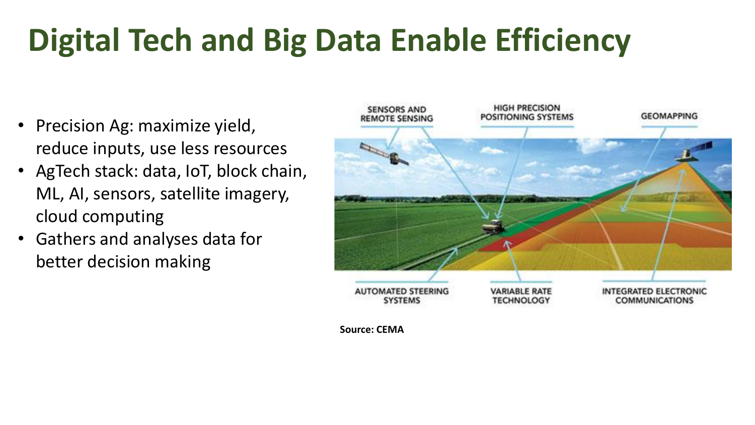# Digital Tech and Big Data Enable Efficiency

- Precision Ag: maximize yield, reduce inputs, use less resources
- AgTech stack: data, IoT, block chain, ML, AI, sensors, satellite imagery, cloud computing
- Gathers and analyses data for better decision making

SENSORS AND REMOTE SENSING

HIGH PRECISION POSITIONING SYSTEMS

GEOMAPPING

AUTOMATED STEERING SYSTEMS

VARIABLE RATE TECHNOLOGY

INTEGRATED ELECTRONIC COMMUNICATIONS

**Source: CEMA**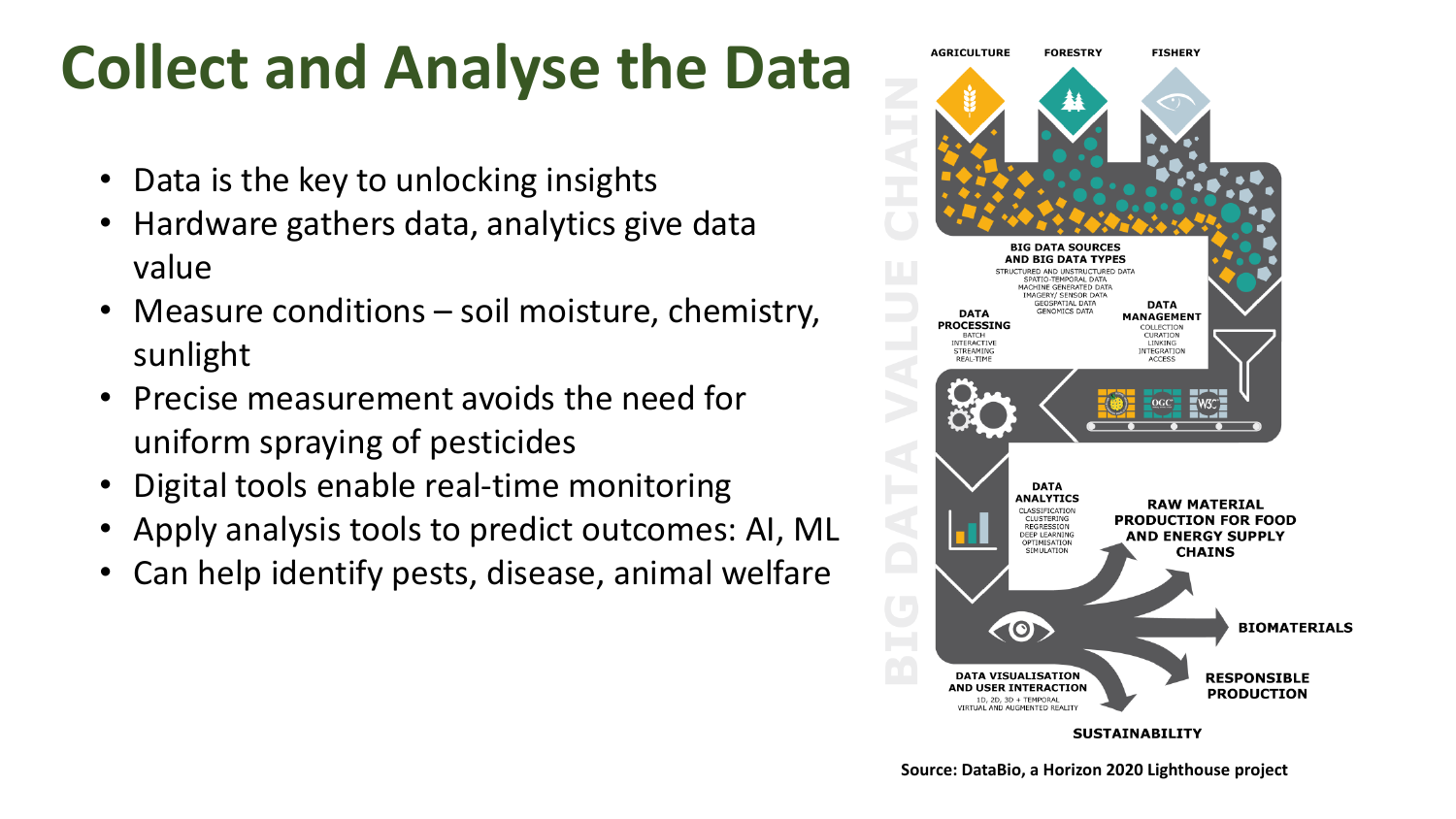# Collect and Analyse the Data

- Data is the key to unlocking insights
- Hardware gathers data, analytics give data value
- Measure conditions – soil moisture, chemistry, sunlight
- Precise measurement avoids the need for uniform spraying of pesticides
- Digital tools enable real-time monitoring
- Apply analysis tools to predict outcomes: AI, ML
- Can help identify pests, disease, animal welfare

BIG DATA VALUE CHAIN

AGRICULTURE FORESTRY FISHERY

**BIG DATA SOURCES AND BIG DATA TYPES**
STRUCTURED AND UNSTRUCTURED DATA
SPATIO-TEMPORAL DATA
MACHINE GENERATED DATA
IMAGERY/ SENSOR DATA
GEOSPATIAL DATA
GENOMICS DATA

**DATA MANAGEMENT**
COLLECTION
CURATION
LINKING
INTEGRATION
ACCESS

**DATA PROCESSING**
BATCH
INTERACTIVE
STREAMING
REAL-TIME

**DATA ANALYTICS**
CLASSIFICATION
CLUSTERING
REGRESSION
DEEP LEARNING
OPTIMISATION
SIMULATION

**DATA VISUALISATION AND USER INTERACTION**
1D, 2D, 3D + TEMPORAL
VIRTUAL AND AUGMENTED REALITY

**RAW MATERIAL PRODUCTION FOR FOOD AND ENERGY SUPPLY CHAINS**

**BIOMATERIALS**

**RESPONSIBLE PRODUCTION**

**SUSTAINABILITY**

**Source: DataBio, a Horizon 2020 Lighthouse project**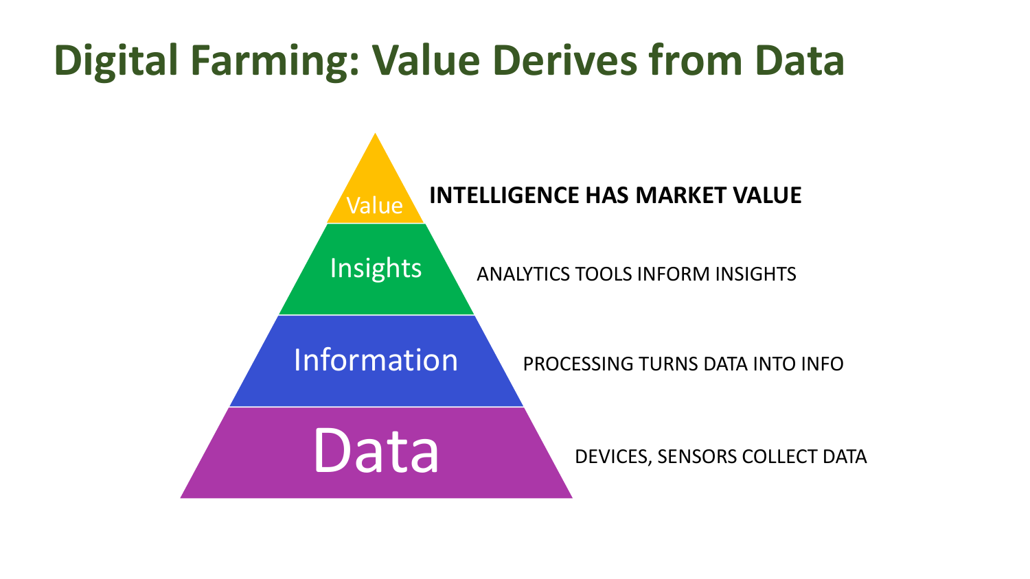# Digital Farming: Value Derives from Data

| Level | Description |
| --- | --- |
| Value | **INTELLIGENCE HAS MARKET VALUE** |
| Insights | ANALYTICS TOOLS INFORM INSIGHTS |
| Information | PROCESSING TURNS DATA INTO INFO |
| Data | DEVICES, SENSORS COLLECT DATA |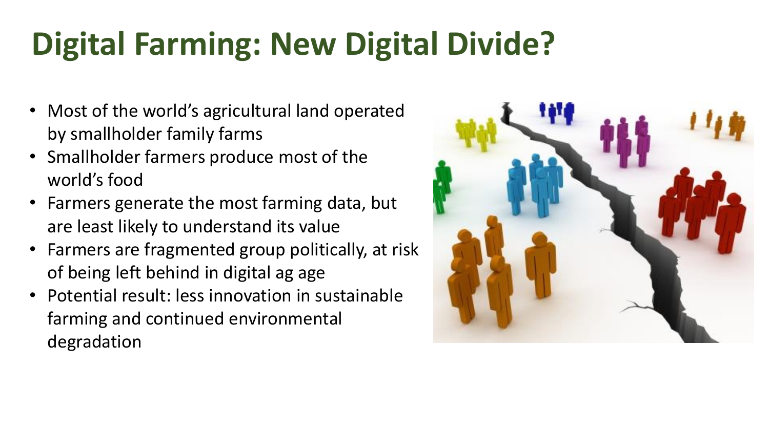# Digital Farming: New Digital Divide?

- Most of the world's agricultural land operated by smallholder family farms
- Smallholder farmers produce most of the world's food
- Farmers generate the most farming data, but are least likely to understand its value
- Farmers are fragmented group politically, at risk of being left behind in digital ag age
- Potential result: less innovation in sustainable farming and continued environmental degradation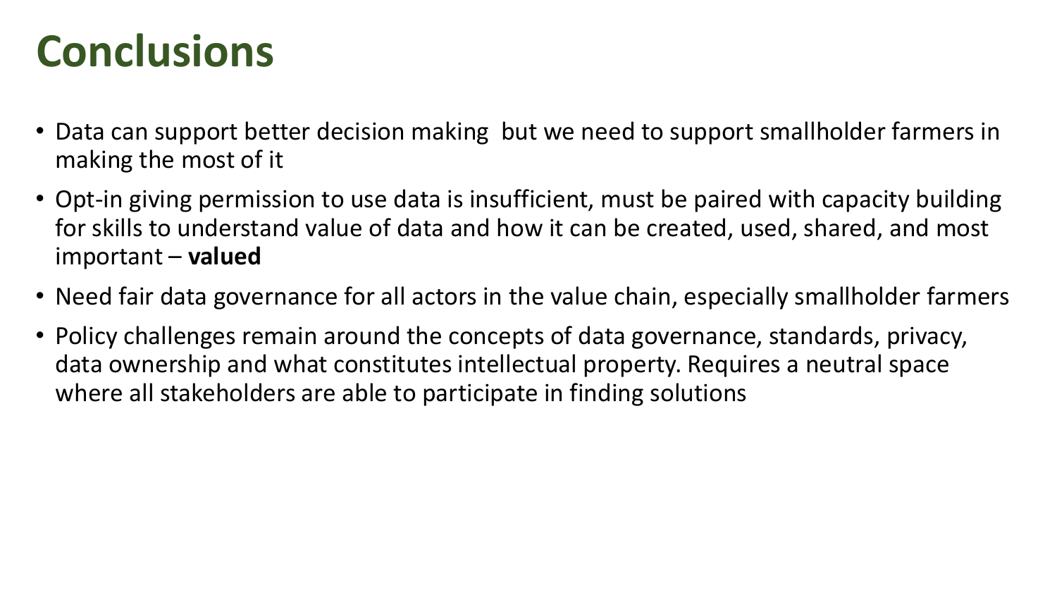# Conclusions

- Data can support better decision making  but we need to support smallholder farmers in making the most of it
- Opt-in giving permission to use data is insufficient, must be paired with capacity building for skills to understand value of data and how it can be created, used, shared, and most important – **valued**
- Need fair data governance for all actors in the value chain, especially smallholder farmers
- Policy challenges remain around the concepts of data governance, standards, privacy, data ownership and what constitutes intellectual property. Requires a neutral space where all stakeholders are able to participate in finding solutions